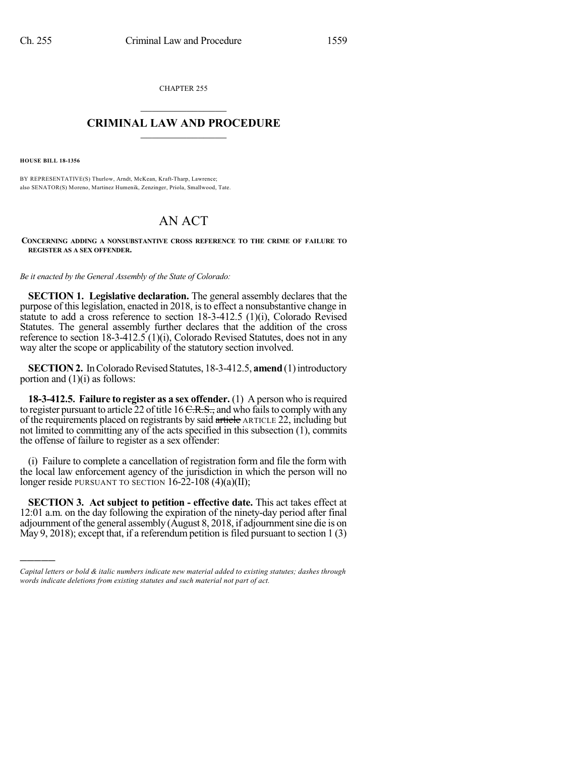CHAPTER 255

# CRIMINAL LAW AND PROCEDURE

**HOUSE BILL 18-1356**

BY REPRESENTATIVE(S) Thurlow, Arndt, McKean, Kraft-Tharp, Lawrence;
also SENATOR(S) Moreno, Martinez Humenik, Zenzinger, Priola, Smallwood, Tate.

# AN ACT

**CONCERNING ADDING A NONSUBSTANTIVE CROSS REFERENCE TO THE CRIME OF FAILURE TO REGISTER AS A SEX OFFENDER.**

*Be it enacted by the General Assembly of the State of Colorado:*

**SECTION 1. Legislative declaration.** The general assembly declares that the purpose of this legislation, enacted in 2018, is to effect a nonsubstantive change in statute to add a cross reference to section 18-3-412.5 (1)(i), Colorado Revised Statutes. The general assembly further declares that the addition of the cross reference to section 18-3-412.5 (1)(i), Colorado Revised Statutes, does not in any way alter the scope or applicability of the statutory section involved.

**SECTION 2.** In Colorado Revised Statutes, 18-3-412.5, **amend** (1) introductory portion and (1)(i) as follows:

**18-3-412.5. Failure to register as a sex offender.** (1) A person who is required to register pursuant to article 22 of title 16 ~~C.R.S.,~~ and who fails to comply with any of the requirements placed on registrants by said ~~article~~ ARTICLE 22, including but not limited to committing any of the acts specified in this subsection (1), commits the offense of failure to register as a sex offender:

(i) Failure to complete a cancellation of registration form and file the form with the local law enforcement agency of the jurisdiction in which the person will no longer reside PURSUANT TO SECTION 16-22-108 (4)(a)(II);

**SECTION 3. Act subject to petition - effective date.** This act takes effect at 12:01 a.m. on the day following the expiration of the ninety-day period after final adjournment of the general assembly (August 8, 2018, if adjournment sine die is on May 9, 2018); except that, if a referendum petition is filed pursuant to section 1 (3)

---

*Capital letters or bold & italic numbers indicate new material added to existing statutes; dashes through words indicate deletions from existing statutes and such material not part of act.*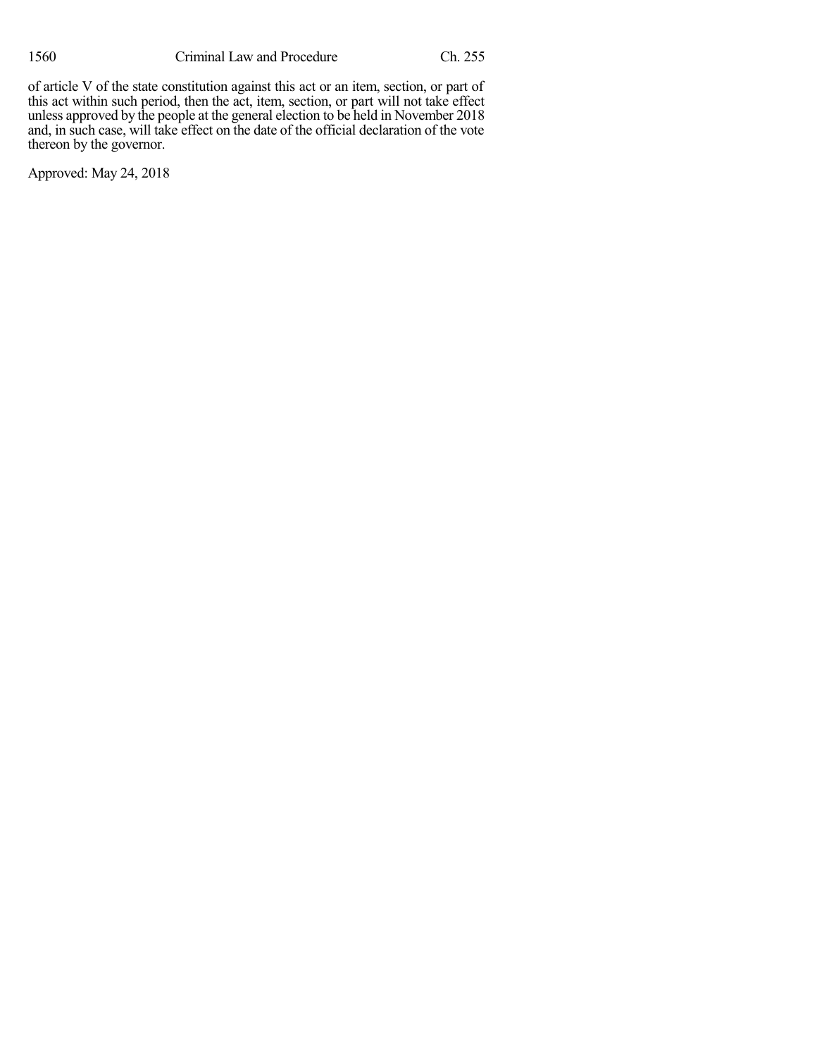of article V of the state constitution against this act or an item, section, or part of this act within such period, then the act, item, section, or part will not take effect unless approved by the people at the general election to be held in November 2018 and, in such case, will take effect on the date of the official declaration of the vote thereon by the governor.

Approved: May 24, 2018